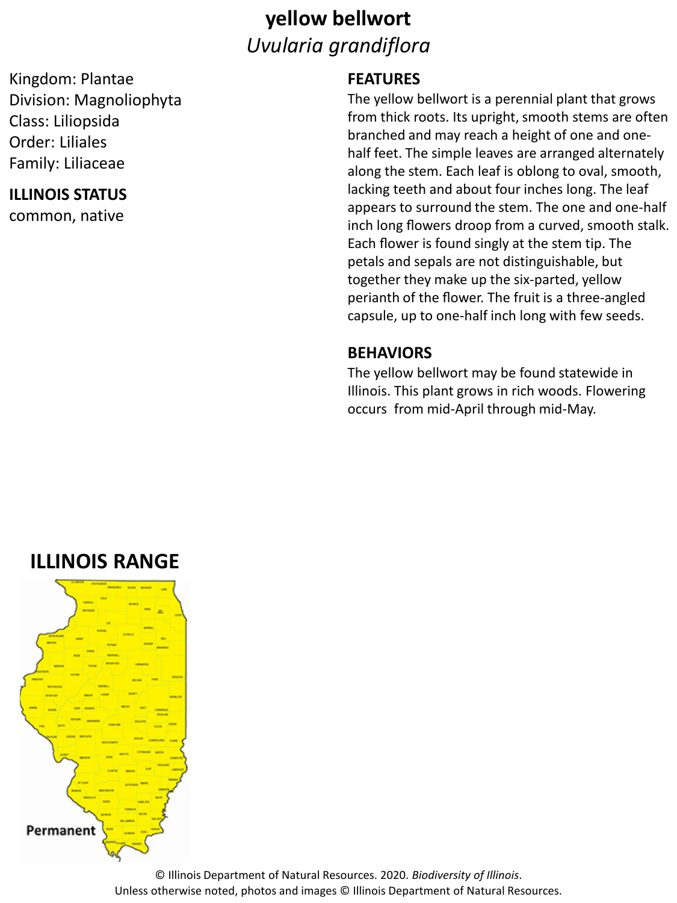# yellow bellwort

*Uvularia grandiflora*

Kingdom: Plantae
Division: Magnoliophyta
Class: Liliopsida
Order: Liliales
Family: Liliaceae

**ILLINOIS STATUS**

common, native

## FEATURES

The yellow bellwort is a perennial plant that grows from thick roots. Its upright, smooth stems are often branched and may reach a height of one and one-half feet. The simple leaves are arranged alternately along the stem. Each leaf is oblong to oval, smooth, lacking teeth and about four inches long. The leaf appears to surround the stem. The one and one-half inch long flowers droop from a curved, smooth stalk. Each flower is found singly at the stem tip. The petals and sepals are not distinguishable, but together they make up the six-parted, yellow perianth of the flower. The fruit is a three-angled capsule, up to one-half inch long with few seeds.

## BEHAVIORS

The yellow bellwort may be found statewide in Illinois. This plant grows in rich woods. Flowering occurs from mid-April through mid-May.

## ILLINOIS RANGE

Permanent

© Illinois Department of Natural Resources. 2020. *Biodiversity of Illinois*.
Unless otherwise noted, photos and images © Illinois Department of Natural Resources.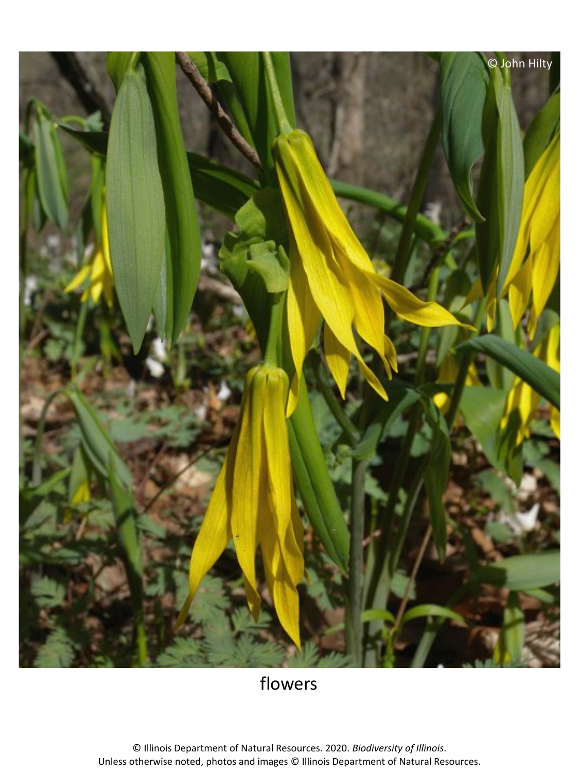© John Hilty

flowers

© Illinois Department of Natural Resources. 2020. *Biodiversity of Illinois*.
Unless otherwise noted, photos and images © Illinois Department of Natural Resources.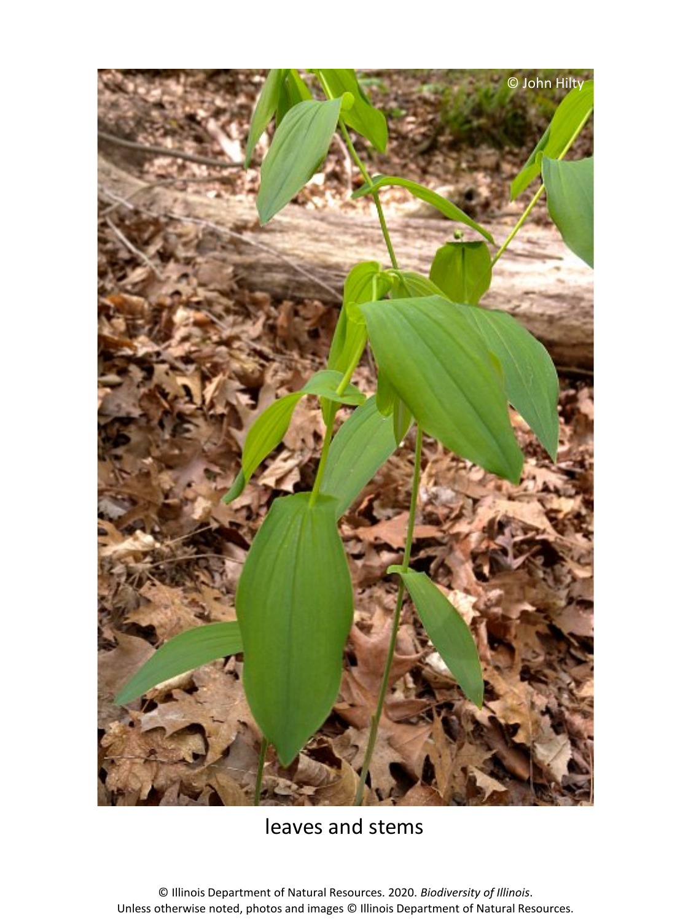leaves and stems

© Illinois Department of Natural Resources. 2020. *Biodiversity of Illinois*.
Unless otherwise noted, photos and images © Illinois Department of Natural Resources.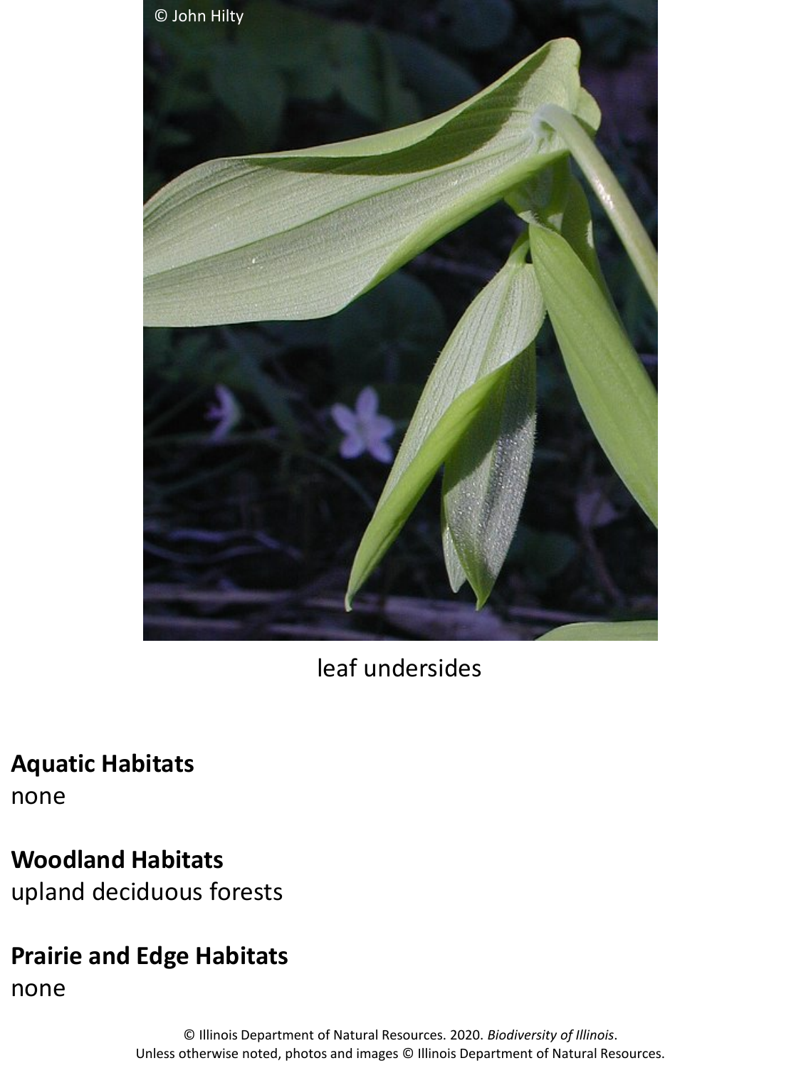leaf undersides

**Aquatic Habitats**
none

**Woodland Habitats**
upland deciduous forests

**Prairie and Edge Habitats**
none

© Illinois Department of Natural Resources. 2020. *Biodiversity of Illinois*.
Unless otherwise noted, photos and images © Illinois Department of Natural Resources.